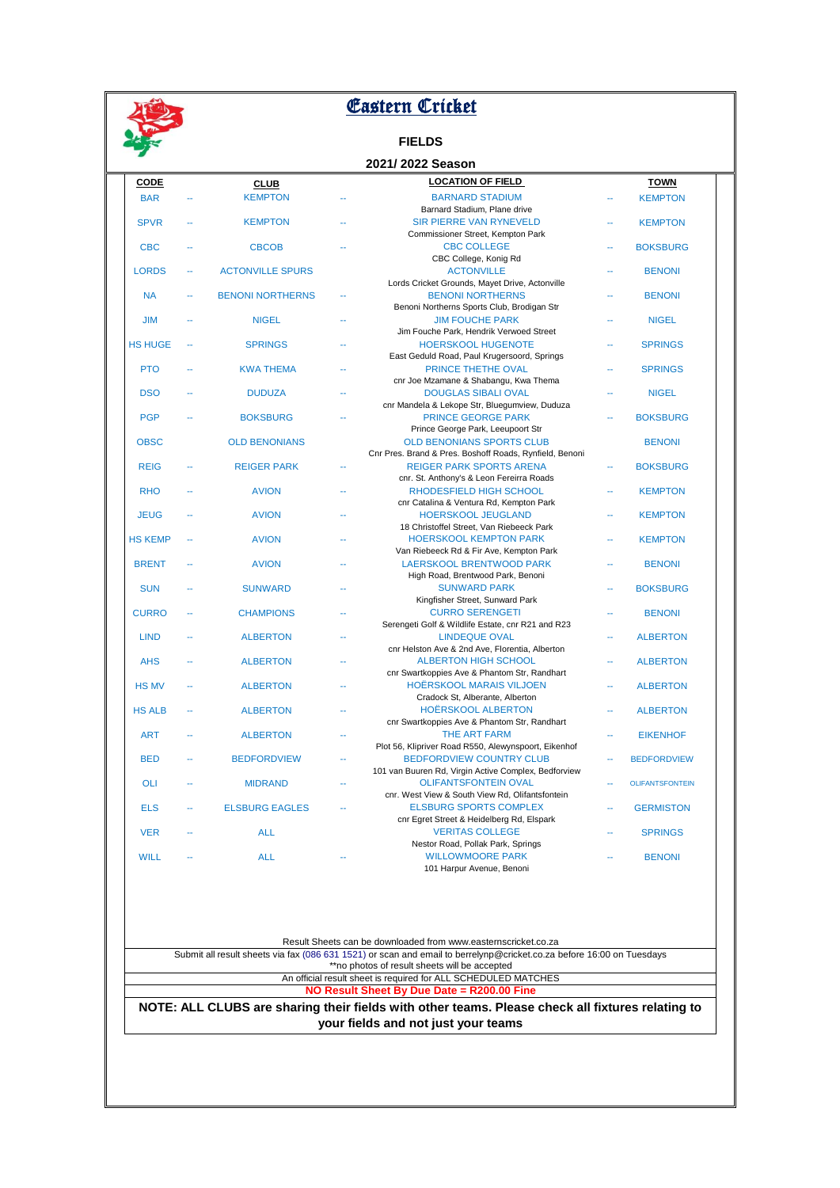# Eastern Cricket

## FIELDS

### 2021/ 2022 Season

| CODE | | CLUB | | LOCATION OF FIELD | | TOWN |
|---|---|---|---|---|---|---|
| BAR | -- | KEMPTON | -- | BARNARD STADIUM<br>Barnard Stadium, Plane drive | -- | KEMPTON |
| SPVR | -- | KEMPTON | -- | SIR PIERRE VAN RYNEVELD<br>Commissioner Street, Kempton Park | -- | KEMPTON |
| CBC | -- | CBCOB | -- | CBC COLLEGE<br>CBC College, Konig Rd | -- | BOKSBURG |
| LORDS | -- | ACTONVILLE SPURS | | ACTONVILLE<br>Lords Cricket Grounds, Mayet Drive, Actonville | -- | BENONI |
| NA | -- | BENONI NORTHERNS | -- | BENONI NORTHERNS<br>Benoni Northerns Sports Club, Brodigan Str | -- | BENONI |
| JIM | -- | NIGEL | -- | JIM FOUCHE PARK<br>Jim Fouche Park, Hendrik Verwoed Street | -- | NIGEL |
| HS HUGE | -- | SPRINGS | -- | HOERSKOOL HUGENOTE<br>East Geduld Road, Paul Krugersoord, Springs | -- | SPRINGS |
| PTO | -- | KWA THEMA | -- | PRINCE THETHE OVAL<br>cnr Joe Mzamane & Shabangu, Kwa Thema | -- | SPRINGS |
| DSO | -- | DUDUZA | -- | DOUGLAS SIBALI OVAL<br>cnr Mandela & Lekope Str, Bluegumview, Duduza | -- | NIGEL |
| PGP | -- | BOKSBURG | -- | PRINCE GEORGE PARK<br>Prince George Park, Leeupoort Str | -- | BOKSBURG |
| OBSC | | OLD BENONIANS | | OLD BENONIANS SPORTS CLUB<br>Cnr Pres. Brand & Pres. Boshoff Roads, Rynfield, Benoni | | BENONI |
| REIG | -- | REIGER PARK | -- | REIGER PARK SPORTS ARENA<br>cnr. St. Anthony's & Leon Fereirra Roads | -- | BOKSBURG |
| RHO | -- | AVION | -- | RHODESFIELD HIGH SCHOOL<br>cnr Catalina & Ventura Rd, Kempton Park | -- | KEMPTON |
| JEUG | -- | AVION | -- | HOERSKOOL JEUGLAND<br>18 Christoffel Street, Van Riebeeck Park | -- | KEMPTON |
| HS KEMP | -- | AVION | -- | HOERSKOOL KEMPTON PARK<br>Van Riebeeck Rd & Fir Ave, Kempton Park | -- | KEMPTON |
| BRENT | -- | AVION | -- | LAERSKOOL BRENTWOOD PARK<br>High Road, Brentwood Park, Benoni | -- | BENONI |
| SUN | -- | SUNWARD | -- | SUNWARD PARK<br>Kingfisher Street, Sunward Park | -- | BOKSBURG |
| CURRO | -- | CHAMPIONS | -- | CURRO SERENGETI<br>Serengeti Golf & Wildlife Estate, cnr R21 and R23 | -- | BENONI |
| LIND | -- | ALBERTON | -- | LINDEQUE OVAL<br>cnr Helston Ave & 2nd Ave, Florentia, Alberton | -- | ALBERTON |
| AHS | -- | ALBERTON | -- | ALBERTON HIGH SCHOOL<br>cnr Swartkoppies Ave & Phantom Str, Randhart | -- | ALBERTON |
| HS MV | -- | ALBERTON | -- | HOËRSKOOL MARAIS VILJOEN<br>Cradock St, Alberante, Alberton | -- | ALBERTON |
| HS ALB | -- | ALBERTON | -- | HOËRSKOOL ALBERTON<br>cnr Swartkoppies Ave & Phantom Str, Randhart | -- | ALBERTON |
| ART | -- | ALBERTON | -- | THE ART FARM<br>Plot 56, Klipriver Road R550, Alewynspoort, Eikenhof | -- | EIKENHOF |
| BED | -- | BEDFORDVIEW | -- | BEDFORDVIEW COUNTRY CLUB<br>101 van Buuren Rd, Virgin Active Complex, Bedforview | -- | BEDFORDVIEW |
| OLI | -- | MIDRAND | -- | OLIFANTSFONTEIN OVAL<br>cnr. West View & South View Rd, Olifantsfontein | -- | OLIFANTSFONTEIN |
| ELS | -- | ELSBURG EAGLES | -- | ELSBURG SPORTS COMPLEX<br>cnr Egret Street & Heidelberg Rd, Elspark | -- | GERMISTON |
| VER | -- | ALL | | VERITAS COLLEGE<br>Nestor Road, Pollak Park, Springs | -- | SPRINGS |
| WILL | -- | ALL | -- | WILLOWMOORE PARK<br>101 Harpur Avenue, Benoni | -- | BENONI |

Result Sheets can be downloaded from www.easternscricket.co.za

Submit all result sheets via fax (086 631 1521) or scan and email to berrelynp@cricket.co.za before 16:00 on Tuesdays
**no photos of result sheets will be accepted

An official result sheet is required for ALL SCHEDULED MATCHES

**NO Result Sheet By Due Date = R200.00 Fine**

**NOTE: ALL CLUBS are sharing their fields with other teams. Please check all fixtures relating to your fields and not just your teams**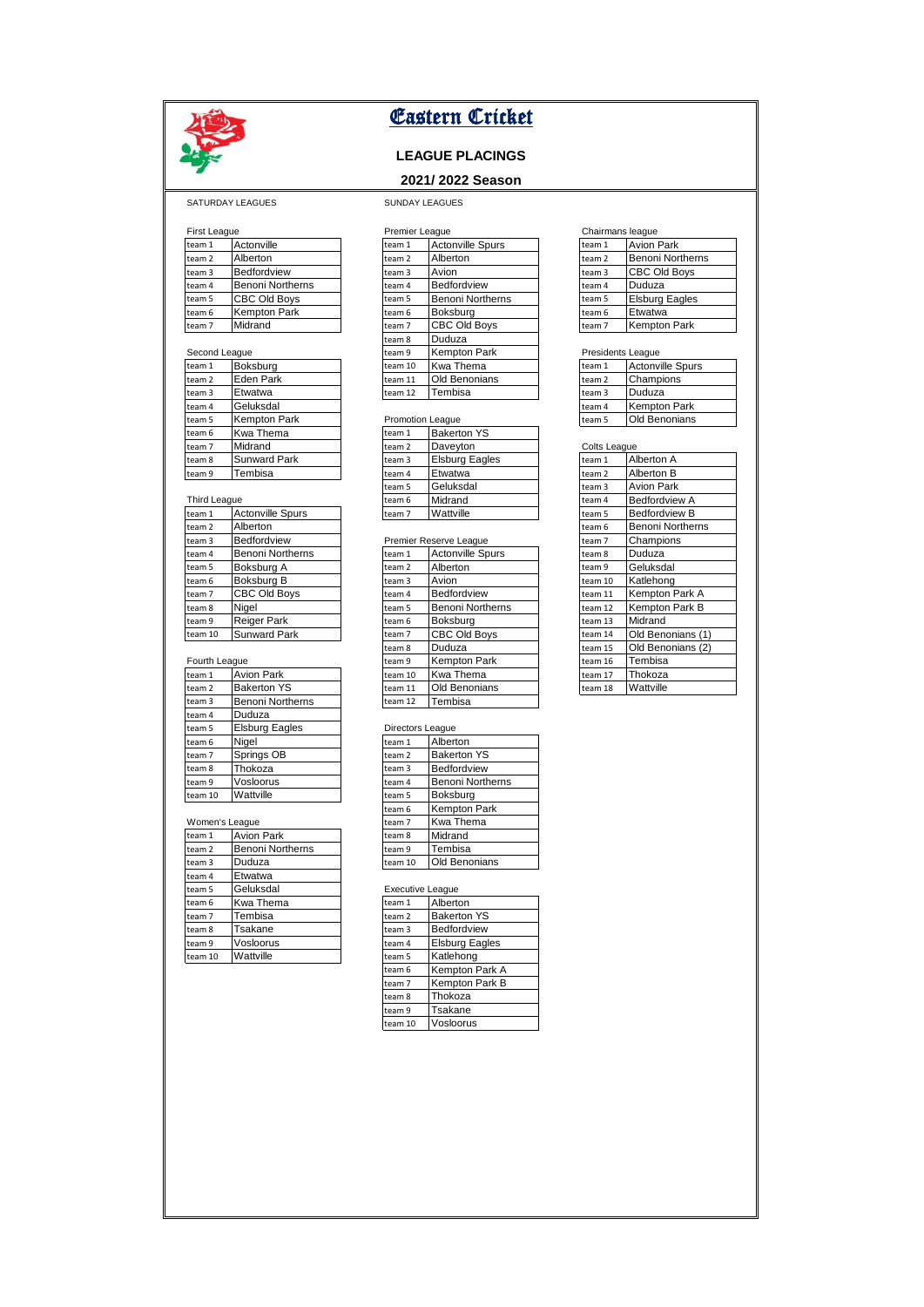# Eastern Cricket

## LEAGUE PLACINGS

### 2021/ 2022 Season

SATURDAY LEAGUES

First League

| | |
|---|---|
| team 1 | Actonville |
| team 2 | Alberton |
| team 3 | Bedfordview |
| team 4 | Benoni Northerns |
| team 5 | CBC Old Boys |
| team 6 | Kempton Park |
| team 7 | Midrand |

Second League

| | |
|---|---|
| team 1 | Boksburg |
| team 2 | Eden Park |
| team 3 | Etwatwa |
| team 4 | Geluksdal |
| team 5 | Kempton Park |
| team 6 | Kwa Thema |
| team 7 | Midrand |
| team 8 | Sunward Park |
| team 9 | Tembisa |

Third League

| | |
|---|---|
| team 1 | Actonville Spurs |
| team 2 | Alberton |
| team 3 | Bedfordview |
| team 4 | Benoni Northerns |
| team 5 | Boksburg A |
| team 6 | Boksburg B |
| team 7 | CBC Old Boys |
| team 8 | Nigel |
| team 9 | Reiger Park |
| team 10 | Sunward Park |

Fourth League

| | |
|---|---|
| team 1 | Avion Park |
| team 2 | Bakerton YS |
| team 3 | Benoni Northerns |
| team 4 | Duduza |
| team 5 | Elsburg Eagles |
| team 6 | Nigel |
| team 7 | Springs OB |
| team 8 | Thokoza |
| team 9 | Vosloorus |
| team 10 | Wattville |

Women's League

| | |
|---|---|
| team 1 | Avion Park |
| team 2 | Benoni Northerns |
| team 3 | Duduza |
| team 4 | Etwatwa |
| team 5 | Geluksdal |
| team 6 | Kwa Thema |
| team 7 | Tembisa |
| team 8 | Tsakane |
| team 9 | Vosloorus |
| team 10 | Wattville |

SUNDAY LEAGUES

Premier League

| | |
|---|---|
| team 1 | Actonville Spurs |
| team 2 | Alberton |
| team 3 | Avion |
| team 4 | Bedfordview |
| team 5 | Benoni Northerns |
| team 6 | Boksburg |
| team 7 | CBC Old Boys |
| team 8 | Duduza |
| team 9 | Kempton Park |
| team 10 | Kwa Thema |
| team 11 | Old Benonians |
| team 12 | Tembisa |

Promotion League

| | |
|---|---|
| team 1 | Bakerton YS |
| team 2 | Daveyton |
| team 3 | Elsburg Eagles |
| team 4 | Etwatwa |
| team 5 | Geluksdal |
| team 6 | Midrand |
| team 7 | Wattville |

Premier Reserve League

| | |
|---|---|
| team 1 | Actonville Spurs |
| team 2 | Alberton |
| team 3 | Avion |
| team 4 | Bedfordview |
| team 5 | Benoni Northerns |
| team 6 | Boksburg |
| team 7 | CBC Old Boys |
| team 8 | Duduza |
| team 9 | Kempton Park |
| team 10 | Kwa Thema |
| team 11 | Old Benonians |
| team 12 | Tembisa |

Directors League

| | |
|---|---|
| team 1 | Alberton |
| team 2 | Bakerton YS |
| team 3 | Bedfordview |
| team 4 | Benoni Northerns |
| team 5 | Boksburg |
| team 6 | Kempton Park |
| team 7 | Kwa Thema |
| team 8 | Midrand |
| team 9 | Tembisa |
| team 10 | Old Benonians |

Executive League

| | |
|---|---|
| team 1 | Alberton |
| team 2 | Bakerton YS |
| team 3 | Bedfordview |
| team 4 | Elsburg Eagles |
| team 5 | Katlehong |
| team 6 | Kempton Park A |
| team 7 | Kempton Park B |
| team 8 | Thokoza |
| team 9 | Tsakane |
| team 10 | Vosloorus |

Chairmans league

| | |
|---|---|
| team 1 | Avion Park |
| team 2 | Benoni Northerns |
| team 3 | CBC Old Boys |
| team 4 | Duduza |
| team 5 | Elsburg Eagles |
| team 6 | Etwatwa |
| team 7 | Kempton Park |

Presidents League

| | |
|---|---|
| team 1 | Actonville Spurs |
| team 2 | Champions |
| team 3 | Duduza |
| team 4 | Kempton Park |
| team 5 | Old Benonians |

Colts League

| | |
|---|---|
| team 1 | Alberton A |
| team 2 | Alberton B |
| team 3 | Avion Park |
| team 4 | Bedfordview A |
| team 5 | Bedfordview B |
| team 6 | Benoni Northerns |
| team 7 | Champions |
| team 8 | Duduza |
| team 9 | Geluksdal |
| team 10 | Katlehong |
| team 11 | Kempton Park A |
| team 12 | Kempton Park B |
| team 13 | Midrand |
| team 14 | Old Benonians (1) |
| team 15 | Old Benonians (2) |
| team 16 | Tembisa |
| team 17 | Thokoza |
| team 18 | Wattville |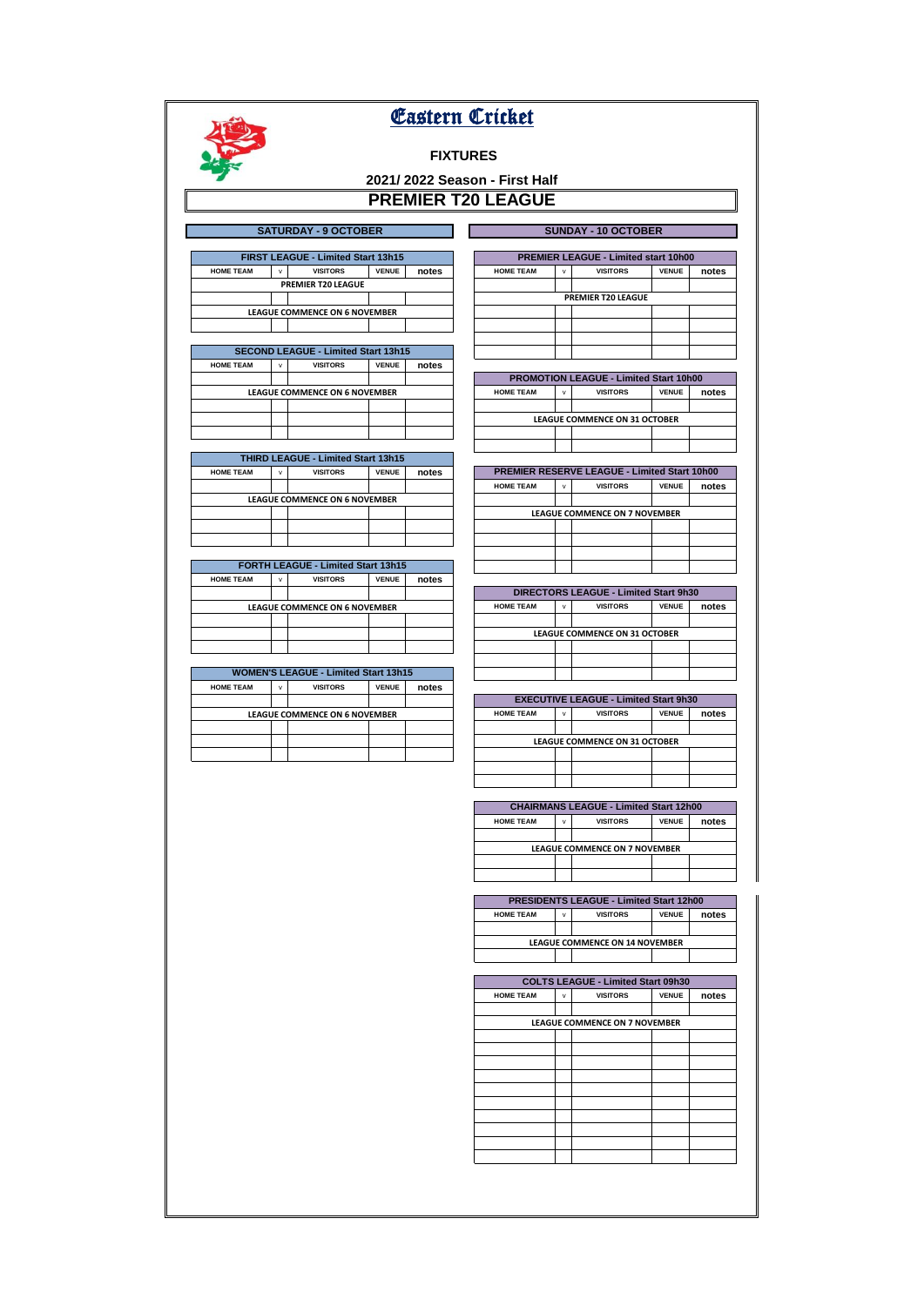# Eastern Cricket

## FIXTURES

### 2021/ 2022 Season - First Half

## PREMIER T20 LEAGUE

### SATURDAY - 9 OCTOBER

**FIRST LEAGUE - Limited Start 13h15**

| HOME TEAM | v | VISITORS | VENUE | notes |
|---|---|---|---|---|
| PREMIER T20 LEAGUE | | | | |
| | | | | |
| LEAGUE COMMENCE ON 6 NOVEMBER | | | | |
| | | | | |

**SECOND LEAGUE - Limited Start 13h15**

| HOME TEAM | v | VISITORS | VENUE | notes |
|---|---|---|---|---|
| | | | | |
| LEAGUE COMMENCE ON 6 NOVEMBER | | | | |
| | | | | |
| | | | | |
| | | | | |

**THIRD LEAGUE - Limited Start 13h15**

| HOME TEAM | v | VISITORS | VENUE | notes |
|---|---|---|---|---|
| | | | | |
| LEAGUE COMMENCE ON 6 NOVEMBER | | | | |
| | | | | |
| | | | | |
| | | | | |

**FORTH LEAGUE - Limited Start 13h15**

| HOME TEAM | v | VISITORS | VENUE | notes |
|---|---|---|---|---|
| | | | | |
| LEAGUE COMMENCE ON 6 NOVEMBER | | | | |
| | | | | |
| | | | | |
| | | | | |

**WOMEN'S LEAGUE - Limited Start 13h15**

| HOME TEAM | v | VISITORS | VENUE | notes |
|---|---|---|---|---|
| | | | | |
| LEAGUE COMMENCE ON 6 NOVEMBER | | | | |
| | | | | |
| | | | | |
| | | | | |

### SUNDAY - 10 OCTOBER

**PREMIER LEAGUE - Limited start 10h00**

| HOME TEAM | v | VISITORS | VENUE | notes |
|---|---|---|---|---|
| | | | | |
| PREMIER T20 LEAGUE | | | | |
| | | | | |
| | | | | |
| | | | | |
| | | | | |

**PROMOTION LEAGUE - Limited Start 10h00**

| HOME TEAM | v | VISITORS | VENUE | notes |
|---|---|---|---|---|
| | | | | |
| LEAGUE COMMENCE ON 31 OCTOBER | | | | |
| | | | | |
| | | | | |

**PREMIER RESERVE LEAGUE - Limited Start 10h00**

| HOME TEAM | v | VISITORS | VENUE | notes |
|---|---|---|---|---|
| | | | | |
| LEAGUE COMMENCE ON 7 NOVEMBER | | | | |
| | | | | |
| | | | | |
| | | | | |
| | | | | |

**DIRECTORS LEAGUE - Limited Start 9h30**

| HOME TEAM | v | VISITORS | VENUE | notes |
|---|---|---|---|---|
| | | | | |
| LEAGUE COMMENCE ON 31 OCTOBER | | | | |
| | | | | |
| | | | | |
| | | | | |

**EXECUTIVE LEAGUE - Limited Start 9h30**

| HOME TEAM | v | VISITORS | VENUE | notes |
|---|---|---|---|---|
| | | | | |
| LEAGUE COMMENCE ON 31 OCTOBER | | | | |
| | | | | |
| | | | | |
| | | | | |

**CHAIRMANS LEAGUE - Limited Start 12h00**

| HOME TEAM | v | VISITORS | VENUE | notes |
|---|---|---|---|---|
| | | | | |
| LEAGUE COMMENCE ON 7 NOVEMBER | | | | |
| | | | | |
| | | | | |

**PRESIDENTS LEAGUE - Limited Start 12h00**

| HOME TEAM | v | VISITORS | VENUE | notes |
|---|---|---|---|---|
| | | | | |
| LEAGUE COMMENCE ON 14 NOVEMBER | | | | |
| | | | | |

**COLTS LEAGUE - Limited Start 09h30**

| HOME TEAM | v | VISITORS | VENUE | notes |
|---|---|---|---|---|
| | | | | |
| LEAGUE COMMENCE ON 7 NOVEMBER | | | | |
| | | | | |
| | | | | |
| | | | | |
| | | | | |
| | | | | |
| | | | | |
| | | | | |
| | | | | |
| | | | | |
| | | | | |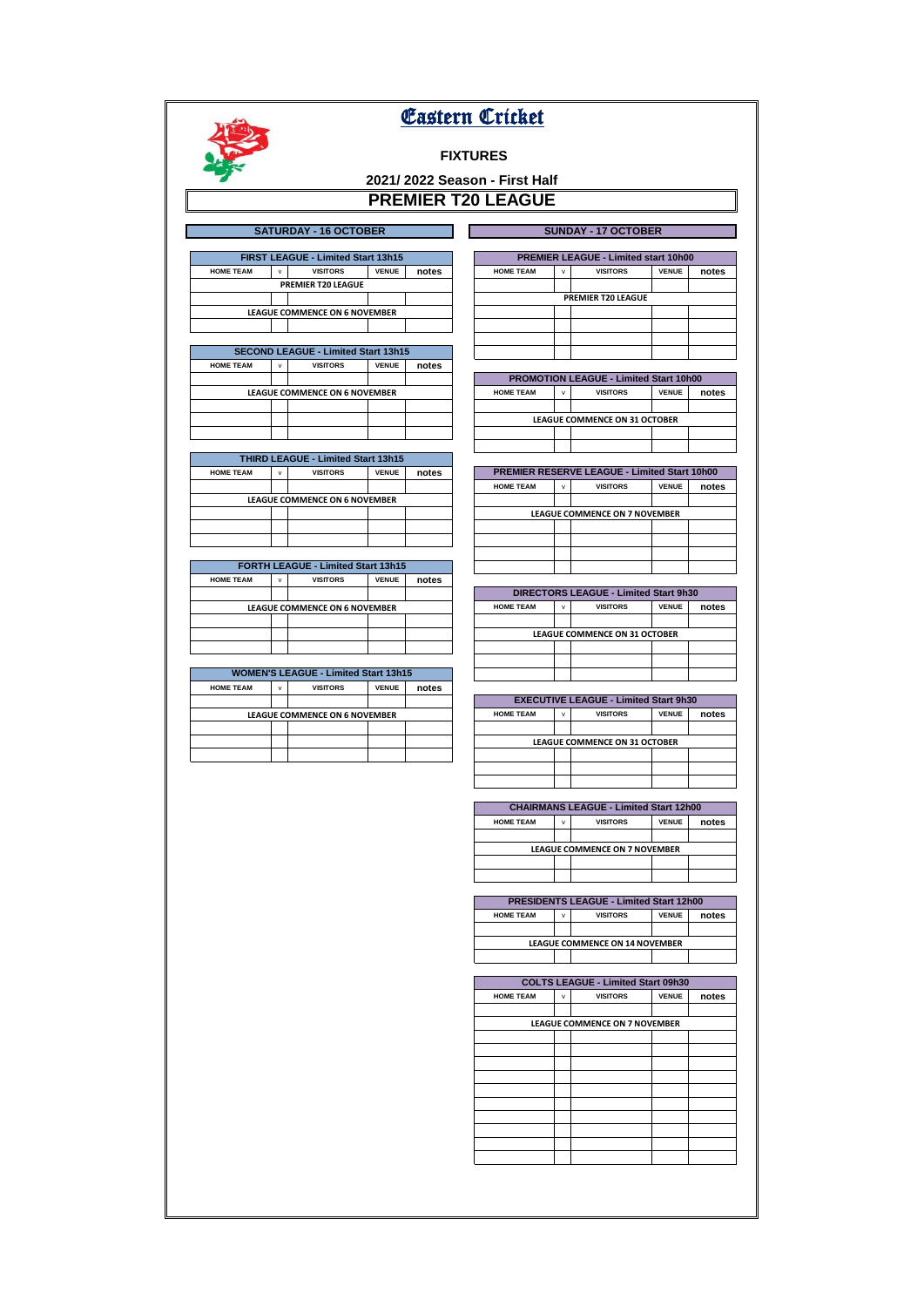# Eastern Cricket

## FIXTURES

### 2021/ 2022 Season - First Half

## PREMIER T20 LEAGUE

### SATURDAY - 16 OCTOBER

| FIRST LEAGUE - Limited Start 13h15 | | | | |
|---|---|---|---|---|
| HOME TEAM | v | VISITORS | VENUE | notes |
| PREMIER T20 LEAGUE | | | | |
| | | | | |
| LEAGUE COMMENCE ON 6 NOVEMBER | | | | |
| | | | | |

| SECOND LEAGUE - Limited Start 13h15 | | | | |
|---|---|---|---|---|
| HOME TEAM | v | VISITORS | VENUE | notes |
| | | | | |
| LEAGUE COMMENCE ON 6 NOVEMBER | | | | |
| | | | | |
| | | | | |
| | | | | |

| THIRD LEAGUE - Limited Start 13h15 | | | | |
|---|---|---|---|---|
| HOME TEAM | v | VISITORS | VENUE | notes |
| | | | | |
| LEAGUE COMMENCE ON 6 NOVEMBER | | | | |
| | | | | |
| | | | | |
| | | | | |

| FORTH LEAGUE - Limited Start 13h15 | | | | |
|---|---|---|---|---|
| HOME TEAM | v | VISITORS | VENUE | notes |
| | | | | |
| LEAGUE COMMENCE ON 6 NOVEMBER | | | | |
| | | | | |
| | | | | |
| | | | | |

| WOMEN'S LEAGUE - Limited Start 13h15 | | | | |
|---|---|---|---|---|
| HOME TEAM | v | VISITORS | VENUE | notes |
| | | | | |
| LEAGUE COMMENCE ON 6 NOVEMBER | | | | |
| | | | | |
| | | | | |
| | | | | |

### SUNDAY - 17 OCTOBER

| PREMIER LEAGUE - Limited start 10h00 | | | | |
|---|---|---|---|---|
| HOME TEAM | v | VISITORS | VENUE | notes |
| | | | | |
| PREMIER T20 LEAGUE | | | | |
| | | | | |
| | | | | |
| | | | | |
| | | | | |

| PROMOTION LEAGUE - Limited Start 10h00 | | | | |
|---|---|---|---|---|
| HOME TEAM | v | VISITORS | VENUE | notes |
| | | | | |
| LEAGUE COMMENCE ON 31 OCTOBER | | | | |
| | | | | |
| | | | | |

| PREMIER RESERVE LEAGUE - Limited Start 10h00 | | | | |
|---|---|---|---|---|
| HOME TEAM | v | VISITORS | VENUE | notes |
| | | | | |
| LEAGUE COMMENCE ON 7 NOVEMBER | | | | |
| | | | | |
| | | | | |
| | | | | |
| | | | | |

| DIRECTORS LEAGUE - Limited Start 9h30 | | | | |
|---|---|---|---|---|
| HOME TEAM | v | VISITORS | VENUE | notes |
| | | | | |
| LEAGUE COMMENCE ON 31 OCTOBER | | | | |
| | | | | |
| | | | | |
| | | | | |

| EXECUTIVE LEAGUE - Limited Start 9h30 | | | | |
|---|---|---|---|---|
| HOME TEAM | v | VISITORS | VENUE | notes |
| | | | | |
| LEAGUE COMMENCE ON 31 OCTOBER | | | | |
| | | | | |
| | | | | |
| | | | | |

| CHAIRMANS LEAGUE - Limited Start 12h00 | | | | |
|---|---|---|---|---|
| HOME TEAM | v | VISITORS | VENUE | notes |
| | | | | |
| LEAGUE COMMENCE ON 7 NOVEMBER | | | | |
| | | | | |
| | | | | |

| PRESIDENTS LEAGUE - Limited Start 12h00 | | | | |
|---|---|---|---|---|
| HOME TEAM | v | VISITORS | VENUE | notes |
| | | | | |
| LEAGUE COMMENCE ON 14 NOVEMBER | | | | |
| | | | | |

| COLTS LEAGUE - Limited Start 09h30 | | | | |
|---|---|---|---|---|
| HOME TEAM | v | VISITORS | VENUE | notes |
| | | | | |
| LEAGUE COMMENCE ON 7 NOVEMBER | | | | |
| | | | | |
| | | | | |
| | | | | |
| | | | | |
| | | | | |
| | | | | |
| | | | | |
| | | | | |
| | | | | |
| | | | | |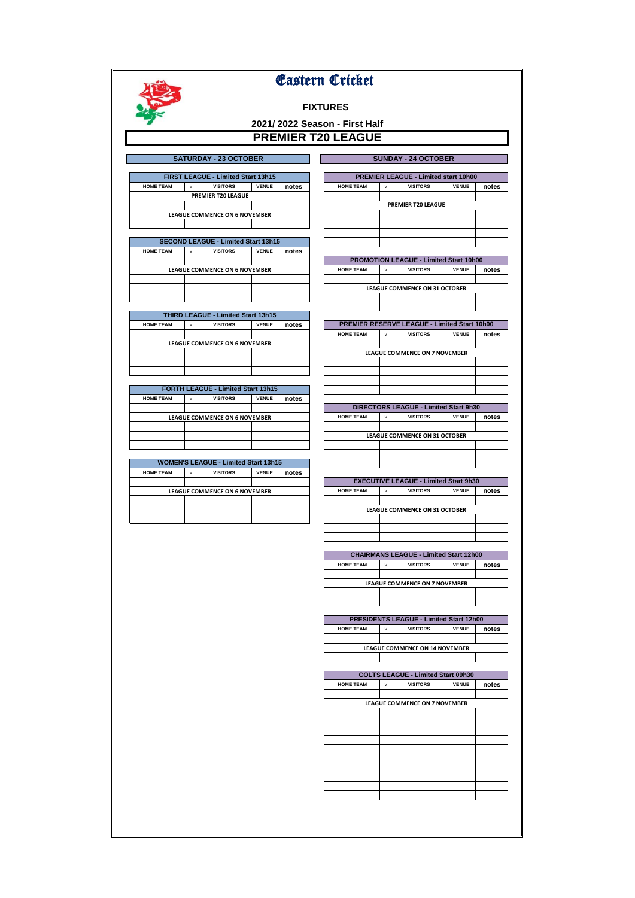# Eastern Cricket

## FIXTURES

### 2021/ 2022 Season - First Half

## PREMIER T20 LEAGUE

### SATURDAY - 23 OCTOBER

| FIRST LEAGUE - Limited Start 13h15 | | | | |
|---|---|---|---|---|
| HOME TEAM | v | VISITORS | VENUE | notes |
| PREMIER T20 LEAGUE | | | | |
| | | | | |
| LEAGUE COMMENCE ON 6 NOVEMBER | | | | |
| | | | | |

| SECOND LEAGUE - Limited Start 13h15 | | | | |
|---|---|---|---|---|
| HOME TEAM | v | VISITORS | VENUE | notes |
| | | | | |
| LEAGUE COMMENCE ON 6 NOVEMBER | | | | |
| | | | | |
| | | | | |
| | | | | |

| THIRD LEAGUE - Limited Start 13h15 | | | | |
|---|---|---|---|---|
| HOME TEAM | v | VISITORS | VENUE | notes |
| | | | | |
| LEAGUE COMMENCE ON 6 NOVEMBER | | | | |
| | | | | |
| | | | | |
| | | | | |

| FORTH LEAGUE - Limited Start 13h15 | | | | |
|---|---|---|---|---|
| HOME TEAM | v | VISITORS | VENUE | notes |
| | | | | |
| LEAGUE COMMENCE ON 6 NOVEMBER | | | | |
| | | | | |
| | | | | |
| | | | | |

| WOMEN'S LEAGUE - Limited Start 13h15 | | | | |
|---|---|---|---|---|
| HOME TEAM | v | VISITORS | VENUE | notes |
| | | | | |
| LEAGUE COMMENCE ON 6 NOVEMBER | | | | |
| | | | | |
| | | | | |
| | | | | |

### SUNDAY - 24 OCTOBER

| PREMIER LEAGUE - Limited start 10h00 | | | | |
|---|---|---|---|---|
| HOME TEAM | v | VISITORS | VENUE | notes |
| | | | | |
| PREMIER T20 LEAGUE | | | | |
| | | | | |
| | | | | |
| | | | | |
| | | | | |

| PROMOTION LEAGUE - Limited Start 10h00 | | | | |
|---|---|---|---|---|
| HOME TEAM | v | VISITORS | VENUE | notes |
| | | | | |
| LEAGUE COMMENCE ON 31 OCTOBER | | | | |
| | | | | |
| | | | | |

| PREMIER RESERVE LEAGUE - Limited Start 10h00 | | | | |
|---|---|---|---|---|
| HOME TEAM | v | VISITORS | VENUE | notes |
| | | | | |
| LEAGUE COMMENCE ON 7 NOVEMBER | | | | |
| | | | | |
| | | | | |
| | | | | |
| | | | | |

| DIRECTORS LEAGUE - Limited Start 9h30 | | | | |
|---|---|---|---|---|
| HOME TEAM | v | VISITORS | VENUE | notes |
| | | | | |
| LEAGUE COMMENCE ON 31 OCTOBER | | | | |
| | | | | |
| | | | | |
| | | | | |

| EXECUTIVE LEAGUE - Limited Start 9h30 | | | | |
|---|---|---|---|---|
| HOME TEAM | v | VISITORS | VENUE | notes |
| | | | | |
| LEAGUE COMMENCE ON 31 OCTOBER | | | | |
| | | | | |
| | | | | |
| | | | | |

| CHAIRMANS LEAGUE - Limited Start 12h00 | | | | |
|---|---|---|---|---|
| HOME TEAM | v | VISITORS | VENUE | notes |
| | | | | |
| LEAGUE COMMENCE ON 7 NOVEMBER | | | | |
| | | | | |
| | | | | |

| PRESIDENTS LEAGUE - Limited Start 12h00 | | | | |
|---|---|---|---|---|
| HOME TEAM | v | VISITORS | VENUE | notes |
| | | | | |
| LEAGUE COMMENCE ON 14 NOVEMBER | | | | |
| | | | | |

| COLTS LEAGUE - Limited Start 09h30 | | | | |
|---|---|---|---|---|
| HOME TEAM | v | VISITORS | VENUE | notes |
| | | | | |
| LEAGUE COMMENCE ON 7 NOVEMBER | | | | |
| | | | | |
| | | | | |
| | | | | |
| | | | | |
| | | | | |
| | | | | |
| | | | | |
| | | | | |
| | | | | |
| | | | | |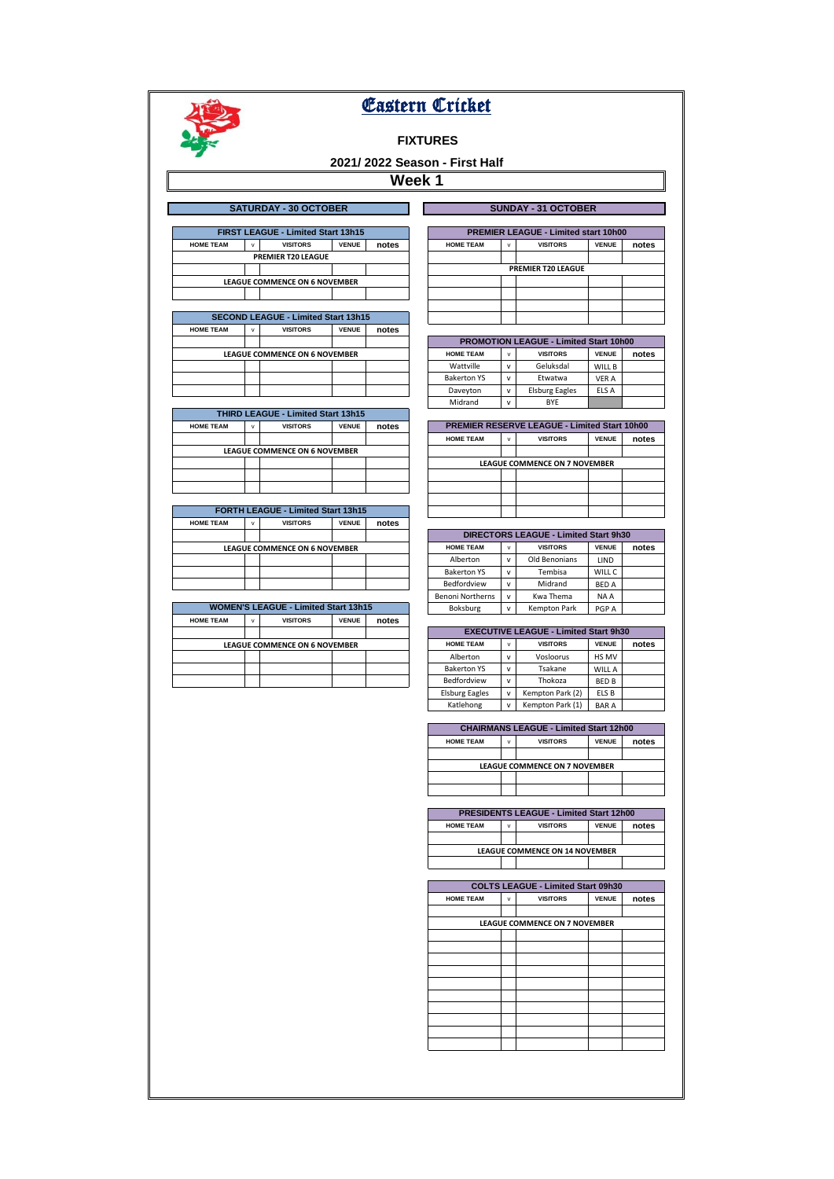# Eastern Cricket

## FIXTURES

### 2021/ 2022 Season - First Half

### Week 1

## SATURDAY - 30 OCTOBER

| FIRST LEAGUE - Limited Start 13h15 | | | | |
|---|---|---|---|---|
| HOME TEAM | v | VISITORS | VENUE | notes |
| PREMIER T20 LEAGUE | | | | |
| | | | | |
| LEAGUE COMMENCE ON 6 NOVEMBER | | | | |
| | | | | |

| SECOND LEAGUE - Limited Start 13h15 | | | | |
|---|---|---|---|---|
| HOME TEAM | v | VISITORS | VENUE | notes |
| | | | | |
| LEAGUE COMMENCE ON 6 NOVEMBER | | | | |
| | | | | |
| | | | | |
| | | | | |

| THIRD LEAGUE - Limited Start 13h15 | | | | |
|---|---|---|---|---|
| HOME TEAM | v | VISITORS | VENUE | notes |
| | | | | |
| LEAGUE COMMENCE ON 6 NOVEMBER | | | | |
| | | | | |
| | | | | |
| | | | | |

| FORTH LEAGUE - Limited Start 13h15 | | | | |
|---|---|---|---|---|
| HOME TEAM | v | VISITORS | VENUE | notes |
| | | | | |
| LEAGUE COMMENCE ON 6 NOVEMBER | | | | |
| | | | | |
| | | | | |
| | | | | |

| WOMEN'S LEAGUE - Limited Start 13h15 | | | | |
|---|---|---|---|---|
| HOME TEAM | v | VISITORS | VENUE | notes |
| | | | | |
| LEAGUE COMMENCE ON 6 NOVEMBER | | | | |
| | | | | |
| | | | | |
| | | | | |

## SUNDAY - 31 OCTOBER

| PREMIER LEAGUE - Limited start 10h00 | | | | |
|---|---|---|---|---|
| HOME TEAM | v | VISITORS | VENUE | notes |
| | | | | |
| PREMIER T20 LEAGUE | | | | |
| | | | | |
| | | | | |
| | | | | |
| | | | | |

| PROMOTION LEAGUE - Limited Start 10h00 | | | | |
|---|---|---|---|---|
| HOME TEAM | v | VISITORS | VENUE | notes |
| Wattville | v | Geluksdal | WILL B | |
| Bakerton YS | v | Etwatwa | VER A | |
| Daveyton | v | Elsburg Eagles | ELS A | |
| Midrand | v | BYE | | |

| PREMIER RESERVE LEAGUE - Limited Start 10h00 | | | | |
|---|---|---|---|---|
| HOME TEAM | v | VISITORS | VENUE | notes |
| | | | | |
| LEAGUE COMMENCE ON 7 NOVEMBER | | | | |
| | | | | |
| | | | | |
| | | | | |
| | | | | |

| DIRECTORS LEAGUE - Limited Start 9h30 | | | | |
|---|---|---|---|---|
| HOME TEAM | v | VISITORS | VENUE | notes |
| Alberton | v | Old Benonians | LIND | |
| Bakerton YS | v | Tembisa | WILL C | |
| Bedfordview | v | Midrand | BED A | |
| Benoni Northerns | v | Kwa Thema | NA A | |
| Boksburg | v | Kempton Park | PGP A | |

| EXECUTIVE LEAGUE - Limited Start 9h30 | | | | |
|---|---|---|---|---|
| HOME TEAM | v | VISITORS | VENUE | notes |
| Alberton | v | Vosloorus | HS MV | |
| Bakerton YS | v | Tsakane | WILL A | |
| Bedfordview | v | Thokoza | BED B | |
| Elsburg Eagles | v | Kempton Park (2) | ELS B | |
| Katlehong | v | Kempton Park (1) | BAR A | |

| CHAIRMANS LEAGUE - Limited Start 12h00 | | | | |
|---|---|---|---|---|
| HOME TEAM | v | VISITORS | VENUE | notes |
| | | | | |
| LEAGUE COMMENCE ON 7 NOVEMBER | | | | |
| | | | | |
| | | | | |

| PRESIDENTS LEAGUE - Limited Start 12h00 | | | | |
|---|---|---|---|---|
| HOME TEAM | v | VISITORS | VENUE | notes |
| | | | | |
| LEAGUE COMMENCE ON 14 NOVEMBER | | | | |
| | | | | |

| COLTS LEAGUE - Limited Start 09h30 | | | | |
|---|---|---|---|---|
| HOME TEAM | v | VISITORS | VENUE | notes |
| | | | | |
| LEAGUE COMMENCE ON 7 NOVEMBER | | | | |
| | | | | |
| | | | | |
| | | | | |
| | | | | |
| | | | | |
| | | | | |
| | | | | |
| | | | | |
| | | | | |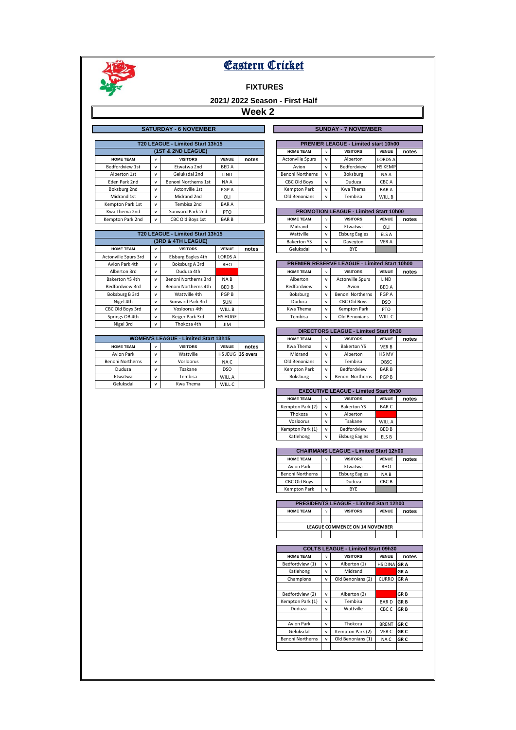# Eastern Cricket

## FIXTURES

### 2021/ 2022 Season - First Half

### Week 2

## SATURDAY - 6 NOVEMBER

| T20 LEAGUE - Limited Start 13h15 (1ST & 2ND LEAGUE) | | | | |
|---|---|---|---|---|
| HOME TEAM | v | VISITORS | VENUE | notes |
| Bedfordview 1st | v | Etwatwa 2nd | BED A | |
| Alberton 1st | v | Geluksdal 2nd | LIND | |
| Eden Park 2nd | v | Benoni Northerns 1st | NA A | |
| Boksburg 2nd | v | Actonville 1st | PGP A | |
| Midrand 1st | v | Midrand 2nd | OLI | |
| Kempton Park 1st | v | Tembisa 2nd | BAR A | |
| Kwa Thema 2nd | v | Sunward Park 2nd | PTO | |
| Kempton Park 2nd | v | CBC Old Boys 1st | BAR B | |

| T20 LEAGUE - Limited Start 13h15 (3RD & 4TH LEAGUE) | | | | |
|---|---|---|---|---|
| HOME TEAM | v | VISITORS | VENUE | notes |
| Actonville Spurs 3rd | v | Elsburg Eagles 4th | LORDS A | |
| Avion Park 4th | v | Boksburg A 3rd | RHO | |
| Alberton 3rd | v | Duduza 4th | | |
| Bakerton YS 4th | v | Benoni Northerns 3rd | NA B | |
| Bedfordview 3rd | v | Benoni Northerns 4th | BED B | |
| Boksburg B 3rd | v | Wattville 4th | PGP B | |
| Nigel 4th | v | Sunward Park 3rd | SUN | |
| CBC Old Boys 3rd | v | Vosloorus 4th | WILL B | |
| Springs OB 4th | v | Reiger Park 3rd | HS HUGE | |
| Nigel 3rd | v | Thokoza 4th | JIM | |

| WOMEN'S LEAGUE - Limited Start 13h15 | | | | |
|---|---|---|---|---|
| HOME TEAM | v | VISITORS | VENUE | notes |
| Avion Park | v | Wattville | HS JEUG | 35 overs |
| Benoni Northerns | v | Vosloorus | NA C | |
| Duduza | v | Tsakane | DSO | |
| Etwatwa | v | Tembisa | WILL A | |
| Geluksdal | v | Kwa Thema | WILL C | |

## SUNDAY - 7 NOVEMBER

| PREMIER LEAGUE - Limited start 10h00 | | | | |
|---|---|---|---|---|
| HOME TEAM | v | VISITORS | VENUE | notes |
| Actonville Spurs | v | Alberton | LORDS A | |
| Benoni Northerns | v | Bedfordview | HS KEMP | |
| Avion | v | Boksburg | NA A | |
| CBC Old Boys | v | Duduza | CBC A | |
| Kempton Park | v | Kwa Thema | BAR A | |
| Old Benonians | v | Tembisa | WILL B | |

| PROMOTION LEAGUE - Limited Start 10h00 | | | | |
|---|---|---|---|---|
| HOME TEAM | v | VISITORS | VENUE | notes |
| Midrand | v | Etwatwa | OLI | |
| Wattville | v | Elsburg Eagles | ELS A | |
| Bakerton YS | v | Daveyton | VER A | |
| Geluksdal | v | BYE | | |

| PREMIER RESERVE LEAGUE - Limited Start 10h00 | | | | |
|---|---|---|---|---|
| HOME TEAM | v | VISITORS | VENUE | notes |
| Alberton | v | Actonville Spurs | LIND | |
| Bedfordview | v | Avion | BED A | |
| Boksburg | v | Benoni Northerns | PGP A | |
| Duduza | v | CBC Old Boys | DSO | |
| Kwa Thema | v | Kempton Park | PTO | |
| Tembisa | v | Old Benonians | WILL C | |

| DIRECTORS LEAGUE - Limited Start 9h30 | | | | |
|---|---|---|---|---|
| HOME TEAM | v | VISITORS | VENUE | notes |
| Kwa Thema | v | Bakerton YS | VER B | |
| Midrand | v | Alberton | HS MV | |
| Old Benonians | v | Tembisa | OBSC | |
| Kempton Park | v | Bedfordview | BAR B | |
| Boksburg | v | Benoni Northerns | PGP B | |

| EXECUTIVE LEAGUE - Limited Start 9h30 | | | | |
|---|---|---|---|---|
| HOME TEAM | v | VISITORS | VENUE | notes |
| Kempton Park (2) | v | Bakerton YS | BAR C | |
| Thokoza | v | Alberton | | |
| Vosloorus | v | Tsakane | WILL A | |
| Kempton Park (1) | v | Bedfordview | BED B | |
| Katlehong | v | Elsburg Eagles | ELS B | |

| CHAIRMANS LEAGUE - Limited Start 12h00 | | | | |
|---|---|---|---|---|
| HOME TEAM | v | VISITORS | VENUE | notes |
| Avion Park | | Etwatwa | RHO | |
| Benoni Northerns | | Elsburg Eagles | NA B | |
| CBC Old Boys | | Duduza | CBC B | |
| Kempton Park | v | BYE | | |

| PRESIDENTS LEAGUE - Limited Start 12h00 | | | | |
|---|---|---|---|---|
| HOME TEAM | v | VISITORS | VENUE | notes |
| LEAGUE COMMENCE ON 14 NOVEMBER | | | | |

| COLTS LEAGUE - Limited Start 09h30 | | | | |
|---|---|---|---|---|
| HOME TEAM | v | VISITORS | VENUE | notes |
| Bedfordview (1) | v | Alberton (1) | HS DINA | GR A |
| Katlehong | v | Midrand | | GR A |
| Champions | v | Old Benonians (2) | CURRO | GR A |
| | | | | |
| Bedfordview (2) | v | Alberton (2) | | GR B |
| Kempton Park (1) | v | Tembisa | BAR D | GR B |
| Duduza | v | Wattville | CBC C | GR B |
| | | | | |
| Avion Park | v | Thokoza | BRENT | GR C |
| Geluksdal | v | Kempton Park (2) | VER C | GR C |
| Benoni Northerns | v | Old Benonians (1) | NA C | GR C |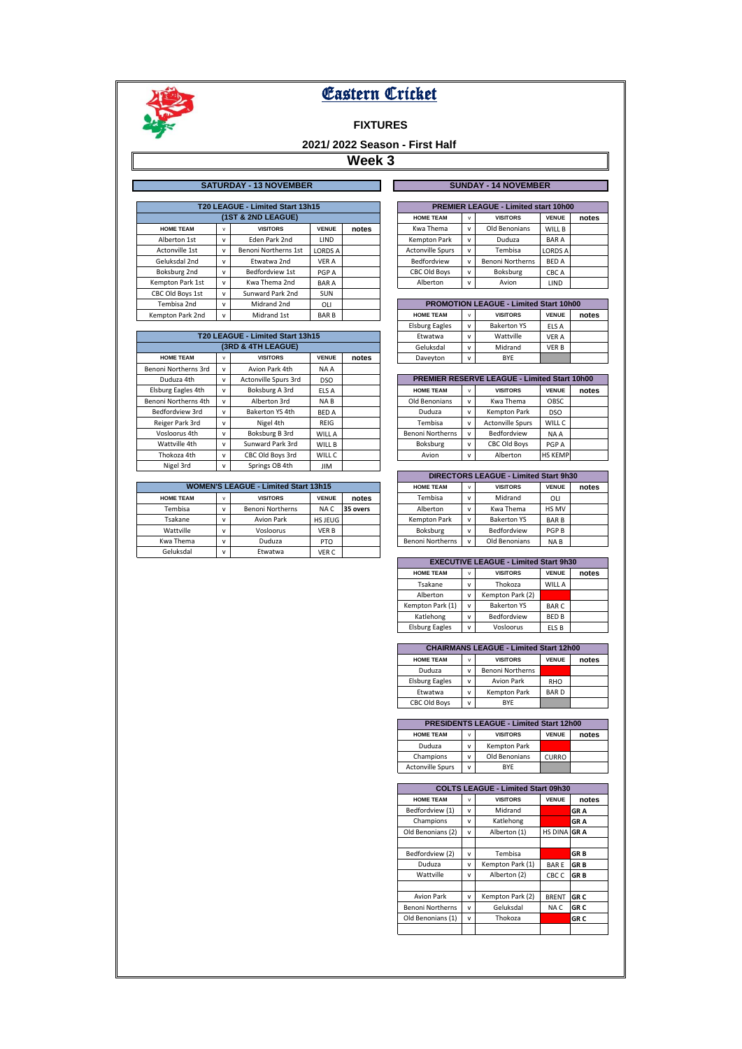# Eastern Cricket

## FIXTURES

### 2021/ 2022 Season - First Half

### Week 3

## SATURDAY - 13 NOVEMBER

| T20 LEAGUE - Limited Start 13h15 (1ST & 2ND LEAGUE) | | | | |
|---|---|---|---|---|
| HOME TEAM | v | VISITORS | VENUE | notes |
| Alberton 1st | v | Eden Park 2nd | LIND | |
| Actonville 1st | v | Benoni Northerns 1st | LORDS A | |
| Geluksdal 2nd | v | Etwatwa 2nd | VER A | |
| Boksburg 2nd | v | Bedfordview 1st | PGP A | |
| Kempton Park 1st | v | Kwa Thema 2nd | BAR A | |
| CBC Old Boys 1st | v | Sunward Park 2nd | SUN | |
| Tembisa 2nd | v | Midrand 2nd | OLI | |
| Kempton Park 2nd | v | Midrand 1st | BAR B | |

| T20 LEAGUE - Limited Start 13h15 (3RD & 4TH LEAGUE) | | | | |
|---|---|---|---|---|
| HOME TEAM | v | VISITORS | VENUE | notes |
| Benoni Northerns 3rd | v | Avion Park 4th | NA A | |
| Duduza 4th | v | Actonville Spurs 3rd | DSO | |
| Elsburg Eagles 4th | v | Boksburg A 3rd | ELS A | |
| Benoni Northerns 4th | v | Alberton 3rd | NA B | |
| Bedfordview 3rd | v | Bakerton YS 4th | BED A | |
| Reiger Park 3rd | v | Nigel 4th | REIG | |
| Vosloorus 4th | v | Boksburg B 3rd | WILL A | |
| Wattville 4th | v | Sunward Park 3rd | WILL B | |
| Thokoza 4th | v | CBC Old Boys 3rd | WILL C | |
| Nigel 3rd | v | Springs OB 4th | JIM | |

| WOMEN'S LEAGUE - Limited Start 13h15 | | | | |
|---|---|---|---|---|
| HOME TEAM | v | VISITORS | VENUE | notes |
| Tembisa | v | Benoni Northerns | NA C | 35 overs |
| Tsakane | v | Avion Park | HS JEUG | |
| Wattville | v | Vosloorus | VER B | |
| Kwa Thema | v | Duduza | PTO | |
| Geluksdal | v | Etwatwa | VER C | |

## SUNDAY - 14 NOVEMBER

| PREMIER LEAGUE - Limited start 10h00 | | | | |
|---|---|---|---|---|
| HOME TEAM | v | VISITORS | VENUE | notes |
| Kwa Thema | v | Old Benonians | WILL B | |
| Kempton Park | v | Duduza | BAR A | |
| Actonville Spurs | v | Tembisa | LORDS A | |
| Bedfordview | v | Benoni Northerns | BED A | |
| CBC Old Boys | v | Boksburg | CBC A | |
| Alberton | v | Avion | LIND | |

| PROMOTION LEAGUE - Limited Start 10h00 | | | | |
|---|---|---|---|---|
| HOME TEAM | v | VISITORS | VENUE | notes |
| Elsburg Eagles | v | Bakerton YS | ELS A | |
| Etwatwa | v | Wattville | VER A | |
| Geluksdal | v | Midrand | VER B | |
| Daveyton | v | BYE | | |

| PREMIER RESERVE LEAGUE - Limited Start 10h00 | | | | |
|---|---|---|---|---|
| HOME TEAM | v | VISITORS | VENUE | notes |
| Old Benonians | v | Kwa Thema | OBSC | |
| Duduza | v | Kempton Park | DSO | |
| Tembisa | v | Actonville Spurs | WILL C | |
| Benoni Northerns | v | Bedfordview | NA A | |
| Boksburg | v | CBC Old Boys | PGP A | |
| Avion | v | Alberton | HS KEMP | |

| DIRECTORS LEAGUE - Limited Start 9h30 | | | | |
|---|---|---|---|---|
| HOME TEAM | v | VISITORS | VENUE | notes |
| Tembisa | v | Midrand | OLI | |
| Alberton | v | Kwa Thema | HS MV | |
| Kempton Park | v | Bakerton YS | BAR B | |
| Boksburg | v | Bedfordview | PGP B | |
| Benoni Northerns | v | Old Benonians | NA B | |

| EXECUTIVE LEAGUE - Limited Start 9h30 | | | | |
|---|---|---|---|---|
| HOME TEAM | v | VISITORS | VENUE | notes |
| Tsakane | v | Thokoza | WILL A | |
| Alberton | v | Kempton Park (2) | | |
| Kempton Park (1) | v | Bakerton YS | BAR C | |
| Katlehong | v | Bedfordview | BED B | |
| Elsburg Eagles | v | Vosloorus | ELS B | |

| CHAIRMANS LEAGUE - Limited Start 12h00 | | | | |
|---|---|---|---|---|
| HOME TEAM | v | VISITORS | VENUE | notes |
| Duduza | v | Benoni Northerns | | |
| Elsburg Eagles | v | Avion Park | RHO | |
| Etwatwa | v | Kempton Park | BAR D | |
| CBC Old Boys | v | BYE | | |

| PRESIDENTS LEAGUE - Limited Start 12h00 | | | | |
|---|---|---|---|---|
| HOME TEAM | v | VISITORS | VENUE | notes |
| Duduza | v | Kempton Park | | |
| Champions | v | Old Benonians | CURRO | |
| Actonville Spurs | v | BYE | | |

| COLTS LEAGUE - Limited Start 09h30 | | | | |
|---|---|---|---|---|
| HOME TEAM | v | VISITORS | VENUE | notes |
| Bedfordview (1) | v | Midrand | | GR A |
| Champions | v | Katlehong | | GR A |
| Old Benonians (2) | v | Alberton (1) | HS DINA | GR A |
| | | | | |
| Bedfordview (2) | v | Tembisa | | GR B |
| Duduza | v | Kempton Park (1) | BAR E | GR B |
| Wattville | v | Alberton (2) | CBC C | GR B |
| | | | | |
| Avion Park | v | Kempton Park (2) | BRENT | GR C |
| Benoni Northerns | v | Geluksdal | NA C | GR C |
| Old Benonians (1) | v | Thokoza | | GR C |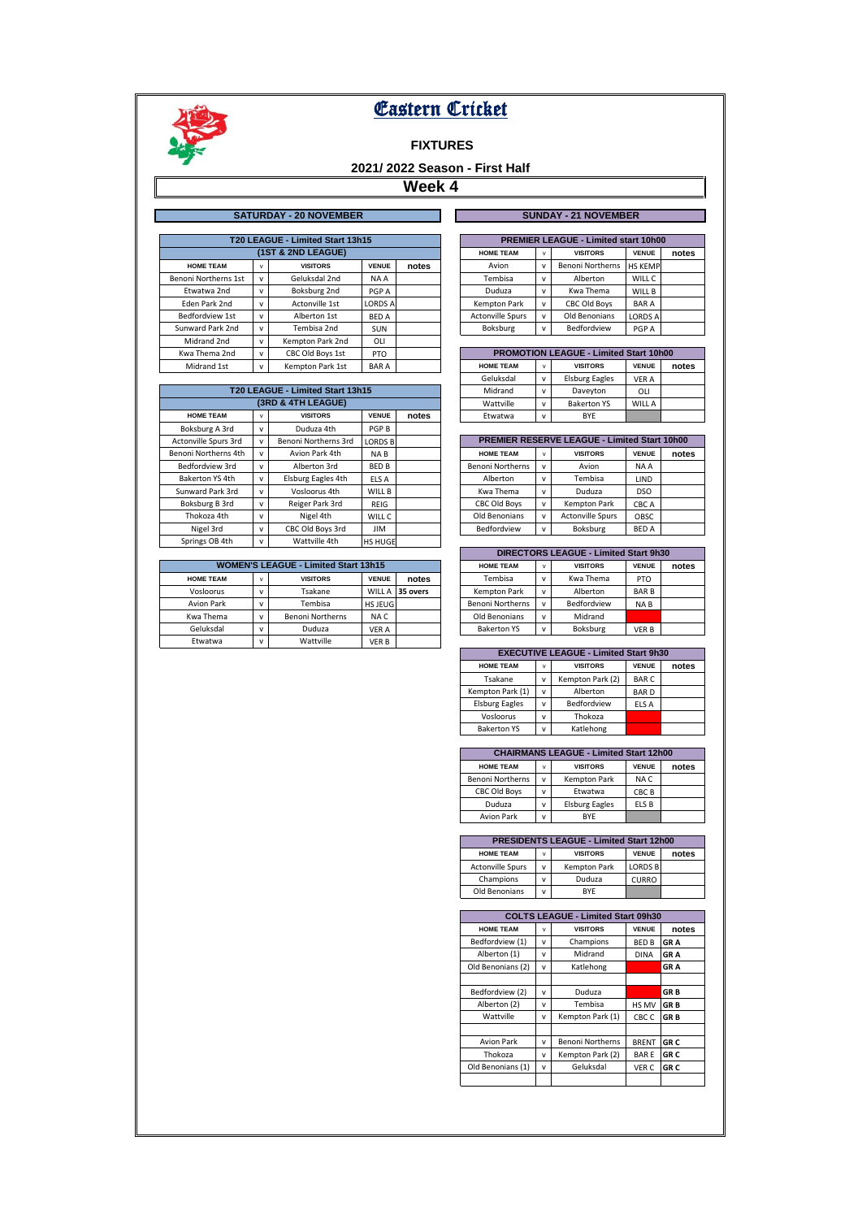# Eastern Cricket

## FIXTURES

### 2021/ 2022 Season - First Half

### Week 4

## SATURDAY - 20 NOVEMBER

| T20 LEAGUE - Limited Start 13h15 (1ST & 2ND LEAGUE) | | | | |
|---|---|---|---|---|
| HOME TEAM | v | VISITORS | VENUE | notes |
| Benoni Northerns 1st | v | Geluksdal 2nd | NA A | |
| Etwatwa 2nd | v | Boksburg 2nd | PGP A | |
| Eden Park 2nd | v | Actonville 1st | LORDS A | |
| Bedfordview 1st | v | Alberton 1st | BED A | |
| Sunward Park 2nd | v | Tembisa 2nd | SUN | |
| Midrand 2nd | v | Kempton Park 2nd | OLI | |
| Kwa Thema 2nd | v | CBC Old Boys 1st | PTO | |
| Midrand 1st | v | Kempton Park 1st | BAR A | |

| T20 LEAGUE - Limited Start 13h15 (3RD & 4TH LEAGUE) | | | | |
|---|---|---|---|---|
| HOME TEAM | v | VISITORS | VENUE | notes |
| Boksburg A 3rd | v | Duduza 4th | PGP B | |
| Actonville Spurs 3rd | v | Benoni Northerns 3rd | LORDS B | |
| Benoni Northerns 4th | v | Avion Park 4th | NA B | |
| Bedfordview 3rd | v | Alberton 3rd | BED B | |
| Bakerton YS 4th | v | Elsburg Eagles 4th | ELS A | |
| Sunward Park 3rd | v | Vosloorus 4th | WILL B | |
| Boksburg B 3rd | v | Reiger Park 3rd | REIG | |
| Thokoza 4th | v | Nigel 4th | WILL C | |
| Nigel 3rd | v | CBC Old Boys 3rd | JIM | |
| Springs OB 4th | v | Wattville 4th | HS HUGE | |

| WOMEN'S LEAGUE - Limited Start 13h15 | | | | |
|---|---|---|---|---|
| HOME TEAM | v | VISITORS | VENUE | notes |
| Vosloorus | v | Tsakane | WILL A | 35 overs |
| Avion Park | v | Tembisa | HS JEUG | |
| Kwa Thema | v | Benoni Northerns | NA C | |
| Geluksdal | v | Duduza | VER A | |
| Etwatwa | v | Wattville | VER B | |

## SUNDAY - 21 NOVEMBER

| PREMIER LEAGUE - Limited start 10h00 | | | | |
|---|---|---|---|---|
| HOME TEAM | v | VISITORS | VENUE | notes |
| Avion | v | Benoni Northerns | HS KEMP | |
| Tembisa | v | Alberton | WILL C | |
| Duduza | v | Kwa Thema | WILL B | |
| Kempton Park | v | CBC Old Boys | BAR A | |
| Actonville Spurs | v | Old Benonians | LORDS A | |
| Boksburg | v | Bedfordview | PGP A | |

| PROMOTION LEAGUE - Limited Start 10h00 | | | | |
|---|---|---|---|---|
| HOME TEAM | v | VISITORS | VENUE | notes |
| Geluksdal | v | Elsburg Eagles | VER A | |
| Midrand | v | Daveyton | OLI | |
| Wattville | v | Bakerton YS | WILL A | |
| Etwatwa | v | BYE | | |

| PREMIER RESERVE LEAGUE - Limited Start 10h00 | | | | |
|---|---|---|---|---|
| HOME TEAM | v | VISITORS | VENUE | notes |
| Benoni Northerns | v | Avion | NA A | |
| Alberton | v | Tembisa | LIND | |
| Kwa Thema | v | Duduza | DSO | |
| CBC Old Boys | v | Kempton Park | CBC A | |
| Old Benonians | v | Actonville Spurs | OBSC | |
| Bedfordview | v | Boksburg | BED A | |

| DIRECTORS LEAGUE - Limited Start 9h30 | | | | |
|---|---|---|---|---|
| HOME TEAM | v | VISITORS | VENUE | notes |
| Tembisa | v | Kwa Thema | PTO | |
| Kempton Park | v | Alberton | BAR B | |
| Benoni Northerns | v | Bedfordview | NA B | |
| Old Benonians | v | Midrand | | |
| Bakerton YS | v | Boksburg | VER B | |

| EXECUTIVE LEAGUE - Limited Start 9h30 | | | | |
|---|---|---|---|---|
| HOME TEAM | v | VISITORS | VENUE | notes |
| Tsakane | v | Kempton Park (2) | BAR C | |
| Kempton Park (1) | v | Alberton | BAR D | |
| Elsburg Eagles | v | Bedfordview | ELS A | |
| Vosloorus | v | Thokoza | | |
| Bakerton YS | v | Katlehong | | |

| CHAIRMANS LEAGUE - Limited Start 12h00 | | | | |
|---|---|---|---|---|
| HOME TEAM | v | VISITORS | VENUE | notes |
| Benoni Northerns | v | Kempton Park | NA C | |
| CBC Old Boys | v | Etwatwa | CBC B | |
| Duduza | v | Elsburg Eagles | ELS B | |
| Avion Park | v | BYE | | |

| PRESIDENTS LEAGUE - Limited Start 12h00 | | | | |
|---|---|---|---|---|
| HOME TEAM | v | VISITORS | VENUE | notes |
| Actonville Spurs | v | Kempton Park | LORDS B | |
| Champions | v | Duduza | CURRO | |
| Old Benonians | v | BYE | | |

| COLTS LEAGUE - Limited Start 09h30 | | | | |
|---|---|---|---|---|
| HOME TEAM | v | VISITORS | VENUE | notes |
| Bedfordview (1) | v | Champions | BED B | GR A |
| Alberton (1) | v | Midrand | DINA | GR A |
| Old Benonians (2) | v | Katlehong | | GR A |
| | | | | |
| Bedfordview (2) | v | Duduza | | GR B |
| Alberton (2) | v | Tembisa | HS MV | GR B |
| Wattville | v | Kempton Park (1) | CBC C | GR B |
| | | | | |
| Avion Park | v | Benoni Northerns | BRENT | GR C |
| Thokoza | v | Kempton Park (2) | BAR E | GR C |
| Old Benonians (1) | v | Geluksdal | VER C | GR C |
| | | | | |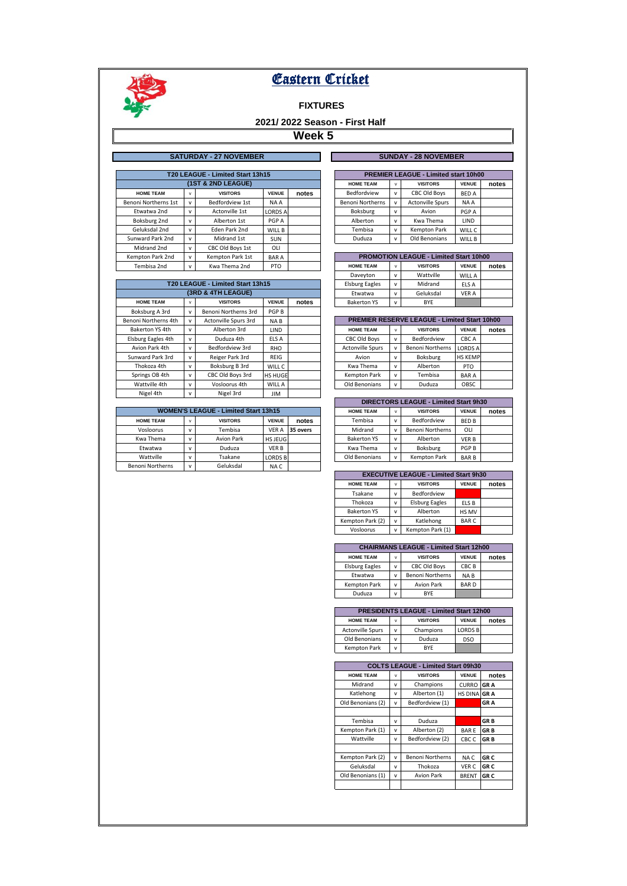# Eastern Cricket

## FIXTURES

### 2021/ 2022 Season - First Half

### Week 5

## SATURDAY - 27 NOVEMBER

| T20 LEAGUE - Limited Start 13h15 (1ST & 2ND LEAGUE) | | | | |
|---|---|---|---|---|
| HOME TEAM | v | VISITORS | VENUE | notes |
| Benoni Northerns 1st | v | Bedfordview 1st | NA A | |
| Etwatwa 2nd | v | Actonville 1st | LORDS A | |
| Boksburg 2nd | v | Alberton 1st | PGP A | |
| Geluksdal 2nd | v | Eden Park 2nd | WILL B | |
| Sunward Park 2nd | v | Midrand 1st | SUN | |
| Midrand 2nd | v | CBC Old Boys 1st | OLI | |
| Kempton Park 2nd | v | Kempton Park 1st | BAR A | |
| Tembisa 2nd | v | Kwa Thema 2nd | PTO | |

| T20 LEAGUE - Limited Start 13h15 (3RD & 4TH LEAGUE) | | | | |
|---|---|---|---|---|
| HOME TEAM | v | VISITORS | VENUE | notes |
| Boksburg A 3rd | v | Benoni Northerns 3rd | PGP B | |
| Benoni Northerns 4th | v | Actonville Spurs 3rd | NA B | |
| Bakerton YS 4th | v | Alberton 3rd | LIND | |
| Elsburg Eagles 4th | v | Duduza 4th | ELS A | |
| Avion Park 4th | v | Bedfordview 3rd | RHO | |
| Sunward Park 3rd | v | Reiger Park 3rd | REIG | |
| Thokoza 4th | v | Boksburg B 3rd | WILL C | |
| Springs OB 4th | v | CBC Old Boys 3rd | HS HUGE | |
| Wattville 4th | v | Vosloorus 4th | WILL A | |
| Nigel 4th | v | Nigel 3rd | JIM | |

| WOMEN'S LEAGUE - Limited Start 13h15 | | | | |
|---|---|---|---|---|
| HOME TEAM | v | VISITORS | VENUE | notes |
| Vosloorus | v | Tembisa | VER A | 35 overs |
| Kwa Thema | v | Avion Park | HS JEUG | |
| Etwatwa | v | Duduza | VER B | |
| Wattville | v | Tsakane | LORDS B | |
| Benoni Northerns | v | Geluksdal | NA C | |

## SUNDAY - 28 NOVEMBER

| PREMIER LEAGUE - Limited start 10h00 | | | | |
|---|---|---|---|---|
| HOME TEAM | v | VISITORS | VENUE | notes |
| Bedfordview | v | CBC Old Boys | BED A | |
| Benoni Northerns | v | Actonville Spurs | NA A | |
| Boksburg | v | Avion | PGP A | |
| Alberton | v | Kwa Thema | LIND | |
| Tembisa | v | Kempton Park | WILL C | |
| Duduza | v | Old Benonians | WILL B | |

| PROMOTION LEAGUE - Limited Start 10h00 | | | | |
|---|---|---|---|---|
| HOME TEAM | v | VISITORS | VENUE | notes |
| Daveyton | v | Wattville | WILL A | |
| Elsburg Eagles | v | Midrand | ELS A | |
| Etwatwa | v | Geluksdal | VER A | |
| Bakerton YS | v | BYE | | |

| PREMIER RESERVE LEAGUE - Limited Start 10h00 | | | | |
|---|---|---|---|---|
| HOME TEAM | v | VISITORS | VENUE | notes |
| CBC Old Boys | v | Bedfordview | CBC A | |
| Actonville Spurs | v | Benoni Northerns | LORDS A | |
| Avion | v | Boksburg | HS KEMP | |
| Kwa Thema | v | Alberton | PTO | |
| Kempton Park | v | Tembisa | BAR A | |
| Old Benonians | v | Duduza | OBSC | |

| DIRECTORS LEAGUE - Limited Start 9h30 | | | | |
|---|---|---|---|---|
| HOME TEAM | v | VISITORS | VENUE | notes |
| Tembisa | v | Bedfordview | BED B | |
| Midrand | v | Benoni Northerns | OLI | |
| Bakerton YS | v | Alberton | VER B | |
| Kwa Thema | v | Boksburg | PGP B | |
| Old Benonians | v | Kempton Park | BAR B | |

| EXECUTIVE LEAGUE - Limited Start 9h30 | | | | |
|---|---|---|---|---|
| HOME TEAM | v | VISITORS | VENUE | notes |
| Tsakane | v | Bedfordview | | |
| Thokoza | v | Elsburg Eagles | ELS B | |
| Bakerton YS | v | Alberton | HS MV | |
| Kempton Park (2) | v | Katlehong | BAR C | |
| Vosloorus | v | Kempton Park (1) | | |

| CHAIRMANS LEAGUE - Limited Start 12h00 | | | | |
|---|---|---|---|---|
| HOME TEAM | v | VISITORS | VENUE | notes |
| Elsburg Eagles | v | CBC Old Boys | CBC B | |
| Etwatwa | v | Benoni Northerns | NA B | |
| Kempton Park | v | Avion Park | BAR D | |
| Duduza | v | BYE | | |

| PRESIDENTS LEAGUE - Limited Start 12h00 | | | | |
|---|---|---|---|---|
| HOME TEAM | v | VISITORS | VENUE | notes |
| Actonville Spurs | v | Champions | LORDS B | |
| Old Benonians | v | Duduza | DSO | |
| Kempton Park | v | BYE | | |

| COLTS LEAGUE - Limited Start 09h30 | | | | |
|---|---|---|---|---|
| HOME TEAM | v | VISITORS | VENUE | notes |
| Midrand | v | Champions | CURRO | GR A |
| Katlehong | v | Alberton (1) | HS DINA | GR A |
| Old Benonians (2) | v | Bedfordview (1) | | GR A |
| | | | | |
| Tembisa | v | Duduza | | GR B |
| Kempton Park (1) | v | Alberton (2) | BAR E | GR B |
| Wattville | v | Bedfordview (2) | CBC C | GR B |
| | | | | |
| Kempton Park (2) | v | Benoni Northerns | NA C | GR C |
| Geluksdal | v | Thokoza | VER C | GR C |
| Old Benonians (1) | v | Avion Park | BRENT | GR C |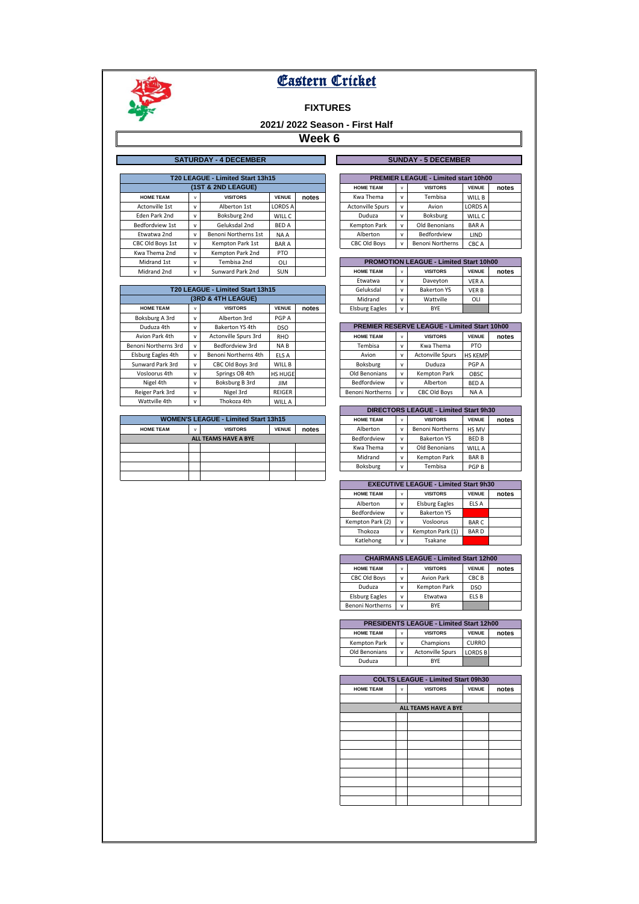# Eastern Cricket

## FIXTURES

### 2021/ 2022 Season - First Half

### Week 6

## SATURDAY - 4 DECEMBER

| T20 LEAGUE - Limited Start 13h15 (1ST & 2ND LEAGUE) | | | | |
|---|---|---|---|---|
| HOME TEAM | v | VISITORS | VENUE | notes |
| Actonville 1st | v | Alberton 1st | LORDS A | |
| Eden Park 2nd | v | Boksburg 2nd | WILL C | |
| Bedfordview 1st | v | Geluksdal 2nd | BED A | |
| Etwatwa 2nd | v | Benoni Northerns 1st | NA A | |
| CBC Old Boys 1st | v | Kempton Park 1st | BAR A | |
| Kwa Thema 2nd | v | Kempton Park 2nd | PTO | |
| Midrand 1st | v | Tembisa 2nd | OLI | |
| Midrand 2nd | v | Sunward Park 2nd | SUN | |

| T20 LEAGUE - Limited Start 13h15 (3RD & 4TH LEAGUE) | | | | |
|---|---|---|---|---|
| HOME TEAM | v | VISITORS | VENUE | notes |
| Boksburg A 3rd | v | Alberton 3rd | PGP A | |
| Duduza 4th | v | Bakerton YS 4th | DSO | |
| Avion Park 4th | v | Actonville Spurs 3rd | RHO | |
| Benoni Northerns 3rd | v | Bedfordview 3rd | NA B | |
| Elsburg Eagles 4th | v | Benoni Northerns 4th | ELS A | |
| Sunward Park 3rd | v | CBC Old Boys 3rd | WILL B | |
| Vosloorus 4th | v | Springs OB 4th | HS HUGE | |
| Nigel 4th | v | Boksburg B 3rd | JIM | |
| Reiger Park 3rd | v | Nigel 3rd | REIGER | |
| Wattville 4th | v | Thokoza 4th | WILL A | |

| WOMEN'S LEAGUE - Limited Start 13h15 | | | | |
|---|---|---|---|---|
| HOME TEAM | v | VISITORS | VENUE | notes |
| ALL TEAMS HAVE A BYE | | | | |

## SUNDAY - 5 DECEMBER

| PREMIER LEAGUE - Limited start 10h00 | | | | |
|---|---|---|---|---|
| HOME TEAM | v | VISITORS | VENUE | notes |
| Kwa Thema | v | Tembisa | WILL B | |
| Actonville Spurs | v | Avion | LORDS A | |
| Duduza | v | Boksburg | WILL C | |
| Kempton Park | v | Old Benonians | BAR A | |
| Alberton | v | Bedfordview | LIND | |
| CBC Old Boys | v | Benoni Northerns | CBC A | |

| PROMOTION LEAGUE - Limited Start 10h00 | | | | |
|---|---|---|---|---|
| HOME TEAM | v | VISITORS | VENUE | notes |
| Etwatwa | v | Daveyton | VER A | |
| Geluksdal | v | Bakerton YS | VER B | |
| Midrand | v | Wattville | OLI | |
| Elsburg Eagles | v | BYE | | |

| PREMIER RESERVE LEAGUE - Limited Start 10h00 | | | | |
|---|---|---|---|---|
| HOME TEAM | v | VISITORS | VENUE | notes |
| Tembisa | v | Kwa Thema | PTO | |
| Avion | v | Actonville Spurs | HS KEMP | |
| Boksburg | v | Duduza | PGP A | |
| Old Benonians | v | Kempton Park | OBSC | |
| Bedfordview | v | Alberton | BED A | |
| Benoni Northerns | v | CBC Old Boys | NA A | |

| DIRECTORS LEAGUE - Limited Start 9h30 | | | | |
|---|---|---|---|---|
| HOME TEAM | v | VISITORS | VENUE | notes |
| Alberton | v | Benoni Northerns | HS MV | |
| Bedfordview | v | Bakerton YS | BED B | |
| Kwa Thema | v | Old Benonians | WILL A | |
| Midrand | v | Kempton Park | BAR B | |
| Boksburg | v | Tembisa | PGP B | |

| EXECUTIVE LEAGUE - Limited Start 9h30 | | | | |
|---|---|---|---|---|
| HOME TEAM | v | VISITORS | VENUE | notes |
| Alberton | v | Elsburg Eagles | ELS A | |
| Bedfordview | v | Bakerton YS | | |
| Kempton Park (2) | v | Vosloorus | BAR C | |
| Thokoza | v | Kempton Park (1) | BAR D | |
| Katlehong | v | Tsakane | | |

| CHAIRMANS LEAGUE - Limited Start 12h00 | | | | |
|---|---|---|---|---|
| HOME TEAM | v | VISITORS | VENUE | notes |
| CBC Old Boys | v | Avion Park | CBC B | |
| Duduza | v | Kempton Park | DSO | |
| Elsburg Eagles | v | Etwatwa | ELS B | |
| Benoni Northerns | v | BYE | | |

| PRESIDENTS LEAGUE - Limited Start 12h00 | | | | |
|---|---|---|---|---|
| HOME TEAM | v | VISITORS | VENUE | notes |
| Kempton Park | v | Champions | CURRO | |
| Old Benonians | v | Actonville Spurs | LORDS B | |
| Duduza | | BYE | | |

| COLTS LEAGUE - Limited Start 09h30 | | | | |
|---|---|---|---|---|
| HOME TEAM | v | VISITORS | VENUE | notes |
| ALL TEAMS HAVE A BYE | | | | |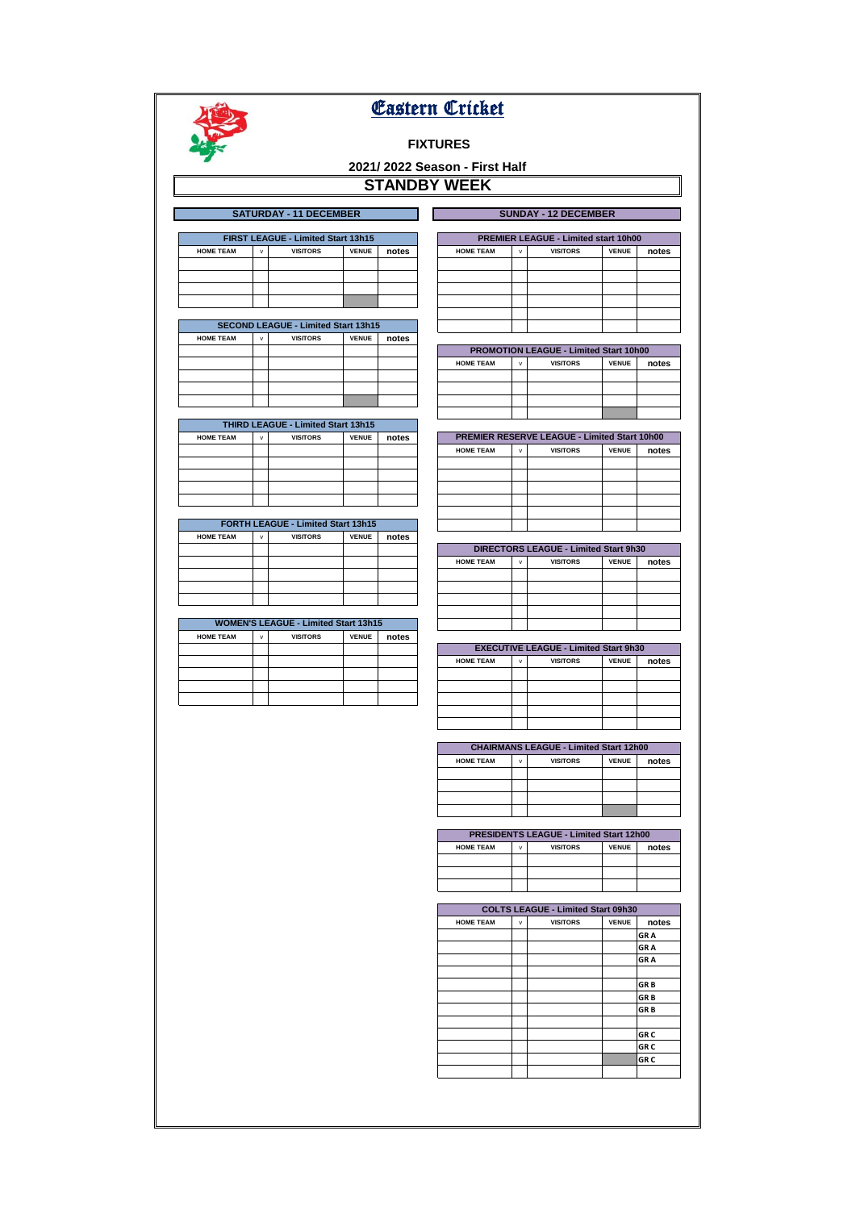# Eastern Cricket

## FIXTURES

### 2021/ 2022 Season - First Half

## STANDBY WEEK

### SATURDAY - 11 DECEMBER

**FIRST LEAGUE - Limited Start 13h15**

| HOME TEAM | v | VISITORS | VENUE | notes |
|---|---|---|---|---|
| | | | | |
| | | | | |
| | | | | |
| | | | | |

**SECOND LEAGUE - Limited Start 13h15**

| HOME TEAM | v | VISITORS | VENUE | notes |
|---|---|---|---|---|
| | | | | |
| | | | | |
| | | | | |
| | | | | |
| | | | | |

**THIRD LEAGUE - Limited Start 13h15**

| HOME TEAM | v | VISITORS | VENUE | notes |
|---|---|---|---|---|
| | | | | |
| | | | | |
| | | | | |
| | | | | |
| | | | | |

**FORTH LEAGUE - Limited Start 13h15**

| HOME TEAM | v | VISITORS | VENUE | notes |
|---|---|---|---|---|
| | | | | |
| | | | | |
| | | | | |
| | | | | |
| | | | | |

**WOMEN'S LEAGUE - Limited Start 13h15**

| HOME TEAM | v | VISITORS | VENUE | notes |
|---|---|---|---|---|
| | | | | |
| | | | | |
| | | | | |
| | | | | |
| | | | | |

### SUNDAY - 12 DECEMBER

**PREMIER LEAGUE - Limited start 10h00**

| HOME TEAM | v | VISITORS | VENUE | notes |
|---|---|---|---|---|
| | | | | |
| | | | | |
| | | | | |
| | | | | |
| | | | | |
| | | | | |

**PROMOTION LEAGUE - Limited Start 10h00**

| HOME TEAM | v | VISITORS | VENUE | notes |
|---|---|---|---|---|
| | | | | |
| | | | | |
| | | | | |
| | | | | |

**PREMIER RESERVE LEAGUE - Limited Start 10h00**

| HOME TEAM | v | VISITORS | VENUE | notes |
|---|---|---|---|---|
| | | | | |
| | | | | |
| | | | | |
| | | | | |
| | | | | |
| | | | | |

**DIRECTORS LEAGUE - Limited Start 9h30**

| HOME TEAM | v | VISITORS | VENUE | notes |
|---|---|---|---|---|
| | | | | |
| | | | | |
| | | | | |
| | | | | |
| | | | | |

**EXECUTIVE LEAGUE - Limited Start 9h30**

| HOME TEAM | v | VISITORS | VENUE | notes |
|---|---|---|---|---|
| | | | | |
| | | | | |
| | | | | |
| | | | | |
| | | | | |

**CHAIRMANS LEAGUE - Limited Start 12h00**

| HOME TEAM | v | VISITORS | VENUE | notes |
|---|---|---|---|---|
| | | | | |
| | | | | |
| | | | | |
| | | | | |

**PRESIDENTS LEAGUE - Limited Start 12h00**

| HOME TEAM | v | VISITORS | VENUE | notes |
|---|---|---|---|---|
| | | | | |
| | | | | |
| | | | | |

**COLTS LEAGUE - Limited Start 09h30**

| HOME TEAM | v | VISITORS | VENUE | notes |
|---|---|---|---|---|
| | | | | GR A |
| | | | | GR A |
| | | | | GR A |
| | | | | |
| | | | | |
| | | | | GR B |
| | | | | GR B |
| | | | | GR B |
| | | | | |
| | | | | GR C |
| | | | | GR C |
| | | | | GR C |
| | | | | |